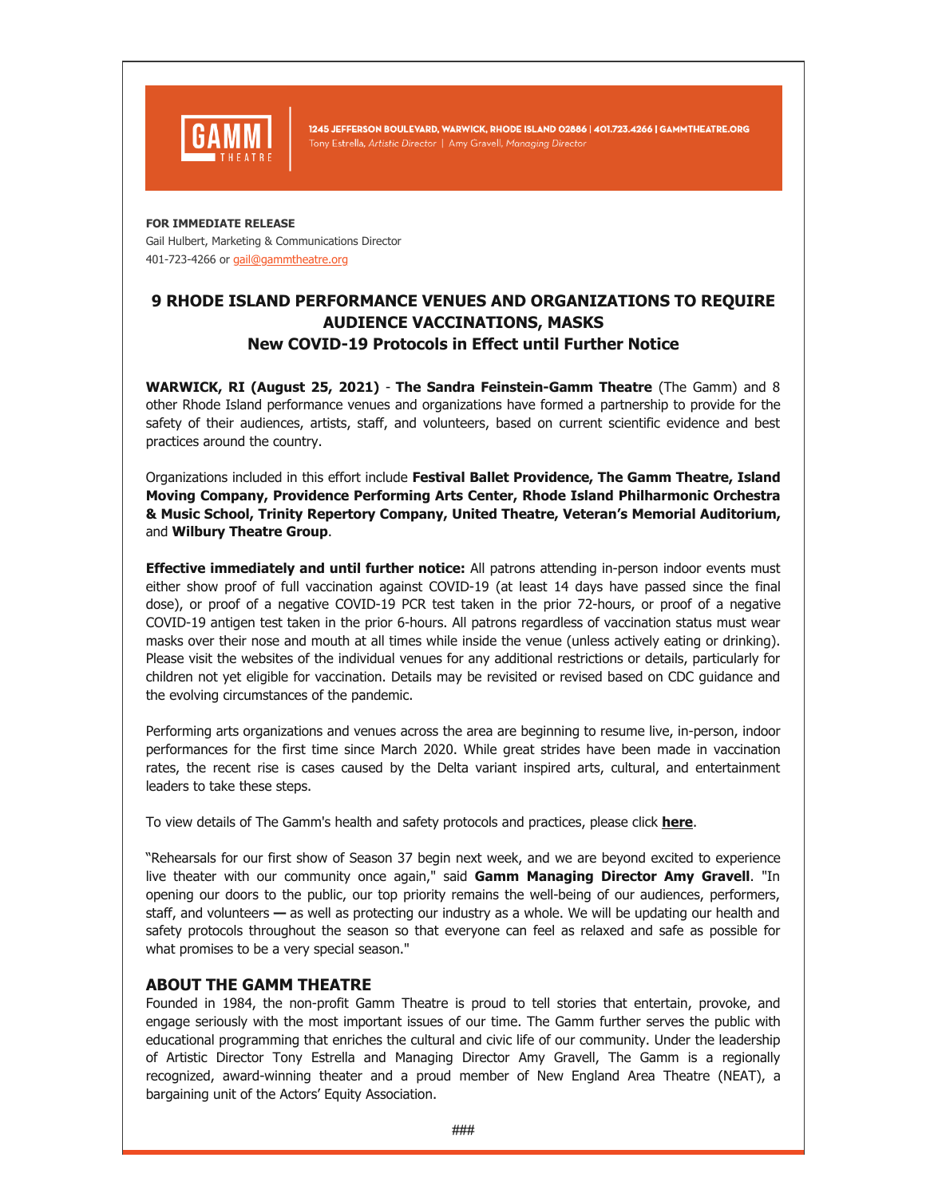GAMM THEATRE

1245 JEFFERSON BOULEVARD, WARWICK, RHODE ISLAND 02886 | 401.723.4266 | GAMMTHEATRE.ORG
Tony Estrella, *Artistic Director* | Amy Gravell, *Managing Director*

**FOR IMMEDIATE RELEASE**
Gail Hulbert, Marketing & Communications Director
401-723-4266 or gail@gammtheatre.org

# 9 RHODE ISLAND PERFORMANCE VENUES AND ORGANIZATIONS TO REQUIRE AUDIENCE VACCINATIONS, MASKS
## New COVID-19 Protocols in Effect until Further Notice

**WARWICK, RI (August 25, 2021)** - **The Sandra Feinstein-Gamm Theatre** (The Gamm) and 8 other Rhode Island performance venues and organizations have formed a partnership to provide for the safety of their audiences, artists, staff, and volunteers, based on current scientific evidence and best practices around the country.

Organizations included in this effort include **Festival Ballet Providence, The Gamm Theatre, Island Moving Company, Providence Performing Arts Center, Rhode Island Philharmonic Orchestra & Music School, Trinity Repertory Company, United Theatre, Veteran's Memorial Auditorium,** and **Wilbury Theatre Group**.

**Effective immediately and until further notice:** All patrons attending in-person indoor events must either show proof of full vaccination against COVID-19 (at least 14 days have passed since the final dose), or proof of a negative COVID-19 PCR test taken in the prior 72-hours, or proof of a negative COVID-19 antigen test taken in the prior 6-hours. All patrons regardless of vaccination status must wear masks over their nose and mouth at all times while inside the venue (unless actively eating or drinking). Please visit the websites of the individual venues for any additional restrictions or details, particularly for children not yet eligible for vaccination. Details may be revisited or revised based on CDC guidance and the evolving circumstances of the pandemic.

Performing arts organizations and venues across the area are beginning to resume live, in-person, indoor performances for the first time since March 2020. While great strides have been made in vaccination rates, the recent rise is cases caused by the Delta variant inspired arts, cultural, and entertainment leaders to take these steps.

To view details of The Gamm's health and safety protocols and practices, please click **here**.

"Rehearsals for our first show of Season 37 begin next week, and we are beyond excited to experience live theater with our community once again," said **Gamm Managing Director Amy Gravell**. "In opening our doors to the public, our top priority remains the well-being of our audiences, performers, staff, and volunteers **—** as well as protecting our industry as a whole. We will be updating our health and safety protocols throughout the season so that everyone can feel as relaxed and safe as possible for what promises to be a very special season."

## ABOUT THE GAMM THEATRE

Founded in 1984, the non-profit Gamm Theatre is proud to tell stories that entertain, provoke, and engage seriously with the most important issues of our time. The Gamm further serves the public with educational programming that enriches the cultural and civic life of our community. Under the leadership of Artistic Director Tony Estrella and Managing Director Amy Gravell, The Gamm is a regionally recognized, award-winning theater and a proud member of New England Area Theatre (NEAT), a bargaining unit of the Actors' Equity Association.

###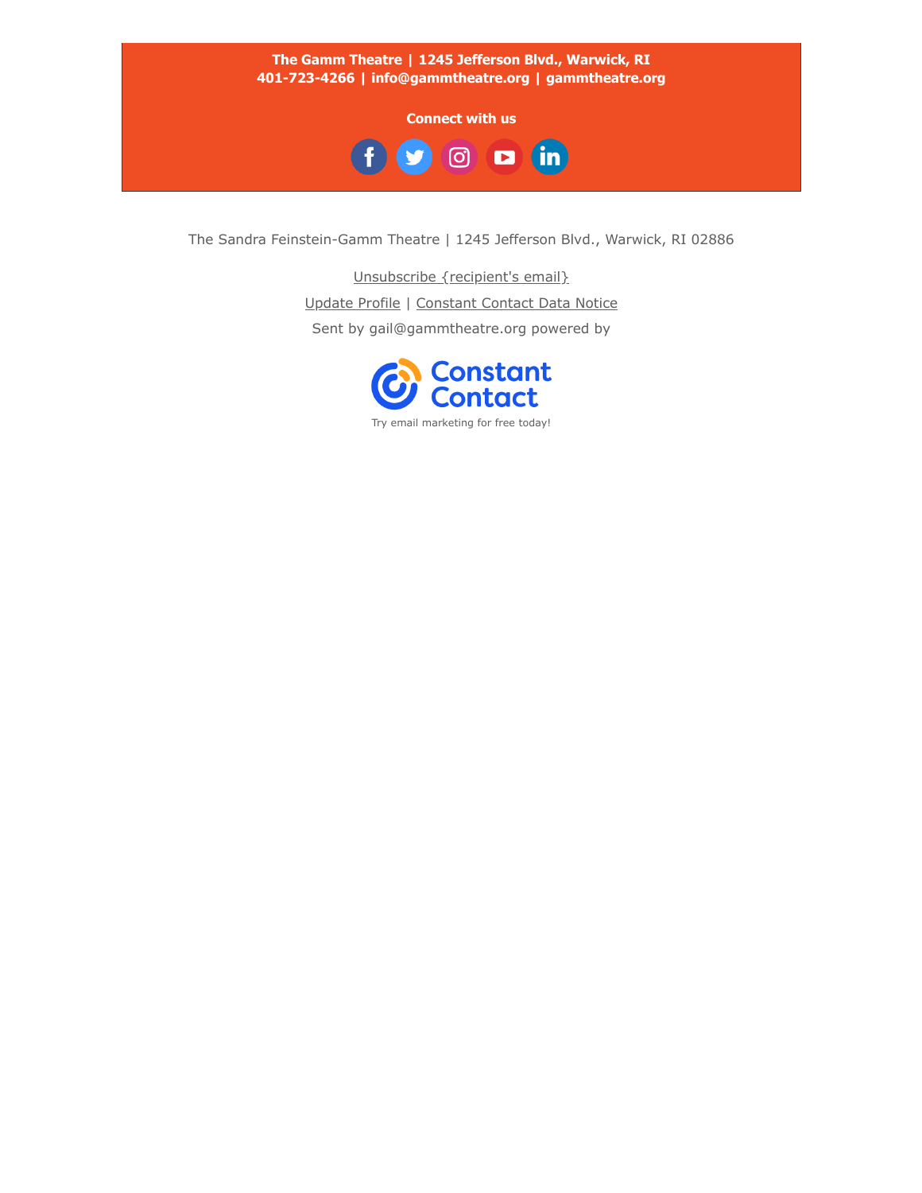**The Gamm Theatre | 1245 Jefferson Blvd., Warwick, RI**
**401-723-4266 | info@gammtheatre.org | gammtheatre.org**

**Connect with us**

The Sandra Feinstein-Gamm Theatre | 1245 Jefferson Blvd., Warwick, RI 02886

Unsubscribe {recipient's email}

Update Profile | Constant Contact Data Notice

Sent by gail@gammtheatre.org powered by

Constant Contact

Try email marketing for free today!